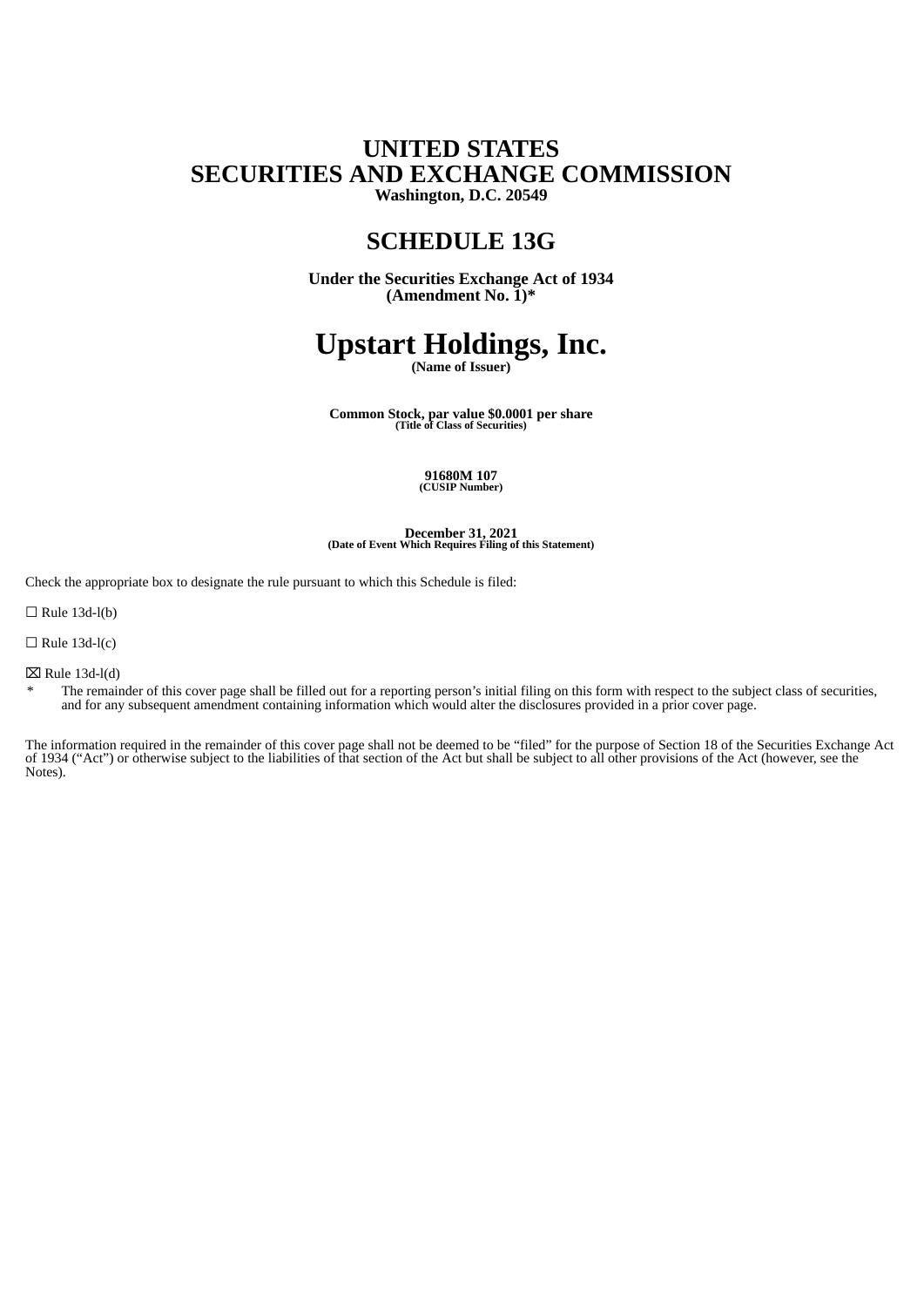# UNITED STATES
# SECURITIES AND EXCHANGE COMMISSION

**Washington, D.C. 20549**

## SCHEDULE 13G

**Under the Securities Exchange Act of 1934**
**(Amendment No. 1)***

# Upstart Holdings, Inc.

**(Name of Issuer)**

**Common Stock, par value $0.0001 per share**
**(Title of Class of Securities)**

**91680M 107**
**(CUSIP Number)**

**December 31, 2021**
**(Date of Event Which Requires Filing of this Statement)**

Check the appropriate box to designate the rule pursuant to which this Schedule is filed:

☐ Rule 13d-l(b)

☐ Rule 13d-l(c)

☒ Rule 13d-l(d)

\* The remainder of this cover page shall be filled out for a reporting person’s initial filing on this form with respect to the subject class of securities, and for any subsequent amendment containing information which would alter the disclosures provided in a prior cover page.

The information required in the remainder of this cover page shall not be deemed to be “filed” for the purpose of Section 18 of the Securities Exchange Act of 1934 (“Act”) or otherwise subject to the liabilities of that section of the Act but shall be subject to all other provisions of the Act (however, see the Notes).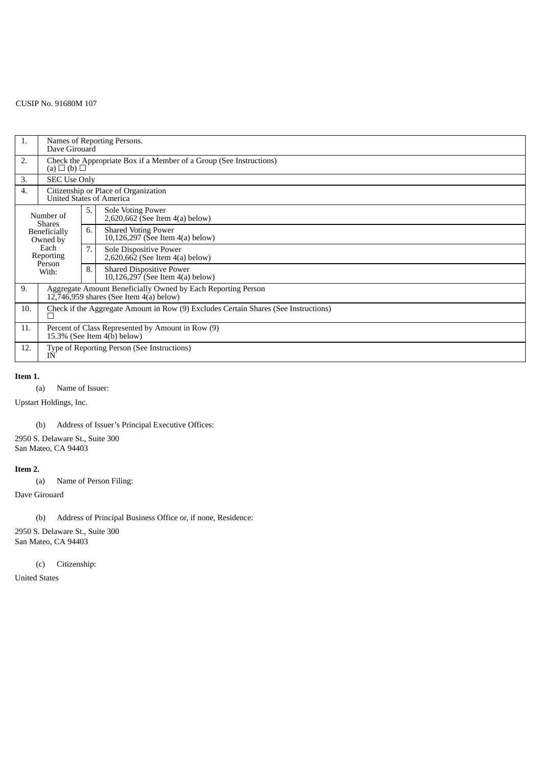CUSIP No. 91680M 107

| | | | |
|---|---|---|---|
| 1. | Names of Reporting Persons.<br>Dave Girouard | | |
| 2. | Check the Appropriate Box if a Member of a Group (See Instructions)<br>(a) ☐ (b) ☐ | | |
| 3. | SEC Use Only | | |
| 4. | Citizenship or Place of Organization<br>United States of America | | |
| Number of Shares Beneficially Owned by Each Reporting Person With: | | 5. | Sole Voting Power<br>2,620,662 (See Item 4(a) below) |
| | | 6. | Shared Voting Power<br>10,126,297 (See Item 4(a) below) |
| | | 7. | Sole Dispositive Power<br>2,620,662 (See Item 4(a) below) |
| | | 8. | Shared Dispositive Power<br>10,126,297 (See Item 4(a) below) |
| 9. | Aggregate Amount Beneficially Owned by Each Reporting Person<br>12,746,959 shares (See Item 4(a) below) | | |
| 10. | Check if the Aggregate Amount in Row (9) Excludes Certain Shares (See Instructions)<br>☐ | | |
| 11. | Percent of Class Represented by Amount in Row (9)<br>15.3% (See Item 4(b) below) | | |
| 12. | Type of Reporting Person (See Instructions)<br>IN | | |

**Item 1.**

(a) Name of Issuer:

Upstart Holdings, Inc.

(b) Address of Issuer's Principal Executive Offices:

2950 S. Delaware St., Suite 300
San Mateo, CA 94403

**Item 2.**

(a) Name of Person Filing:

Dave Girouard

(b) Address of Principal Business Office or, if none, Residence:

2950 S. Delaware St., Suite 300
San Mateo, CA 94403

(c) Citizenship:

United States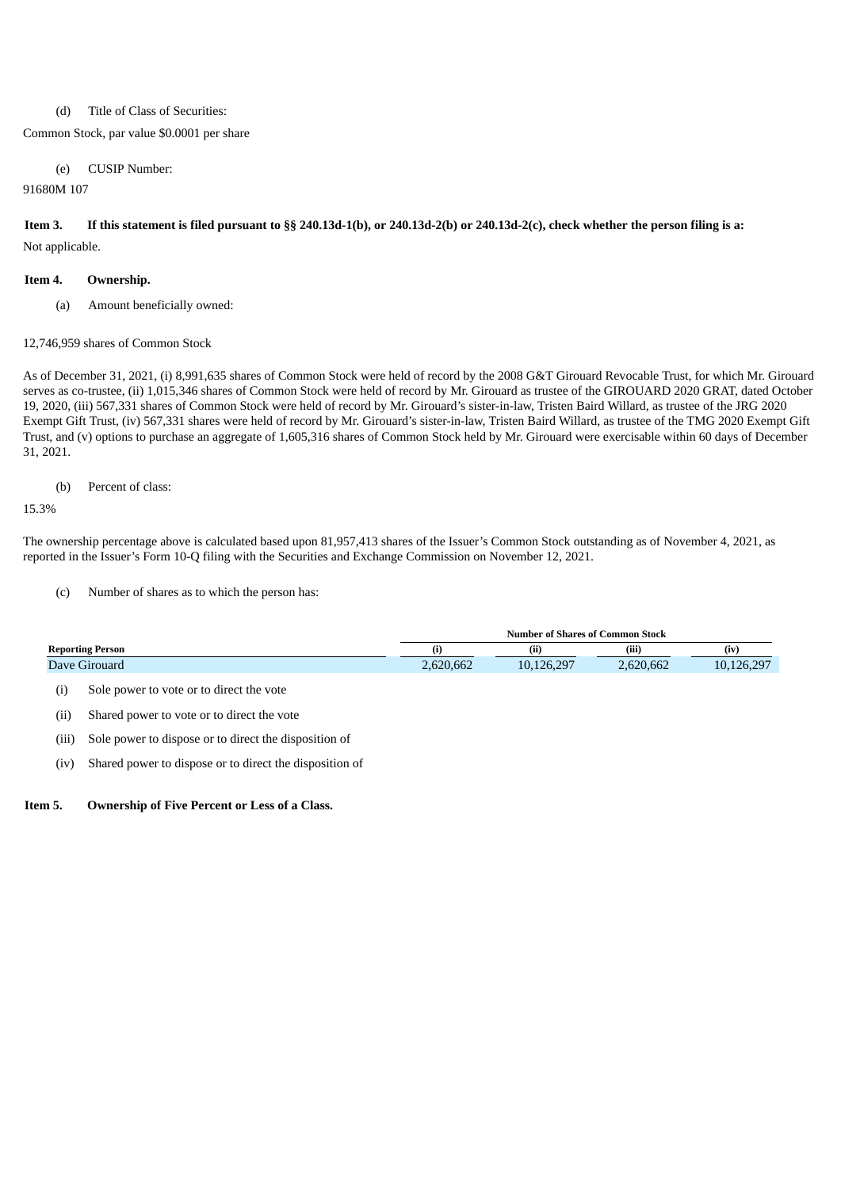(d) Title of Class of Securities:

Common Stock, par value $0.0001 per share

(e) CUSIP Number:

91680M 107

**Item 3. If this statement is filed pursuant to §§ 240.13d-1(b), or 240.13d-2(b) or 240.13d-2(c), check whether the person filing is a:**

Not applicable.

**Item 4. Ownership.**

(a) Amount beneficially owned:

12,746,959 shares of Common Stock

As of December 31, 2021, (i) 8,991,635 shares of Common Stock were held of record by the 2008 G&T Girouard Revocable Trust, for which Mr. Girouard serves as co-trustee, (ii) 1,015,346 shares of Common Stock were held of record by Mr. Girouard as trustee of the GIROUARD 2020 GRAT, dated October 19, 2020, (iii) 567,331 shares of Common Stock were held of record by Mr. Girouard's sister-in-law, Tristen Baird Willard, as trustee of the JRG 2020 Exempt Gift Trust, (iv) 567,331 shares were held of record by Mr. Girouard's sister-in-law, Tristen Baird Willard, as trustee of the TMG 2020 Exempt Gift Trust, and (v) options to purchase an aggregate of 1,605,316 shares of Common Stock held by Mr. Girouard were exercisable within 60 days of December 31, 2021.

(b) Percent of class:

15.3%

The ownership percentage above is calculated based upon 81,957,413 shares of the Issuer's Common Stock outstanding as of November 4, 2021, as reported in the Issuer's Form 10-Q filing with the Securities and Exchange Commission on November 12, 2021.

(c) Number of shares as to which the person has:

| | Number of Shares of Common Stock | | | |
|---|---|---|---|---|
| **Reporting Person** | **(i)** | **(ii)** | **(iii)** | **(iv)** |
| Dave Girouard | 2,620,662 | 10,126,297 | 2,620,662 | 10,126,297 |

(i) Sole power to vote or to direct the vote

(ii) Shared power to vote or to direct the vote

(iii) Sole power to dispose or to direct the disposition of

(iv) Shared power to dispose or to direct the disposition of

**Item 5. Ownership of Five Percent or Less of a Class.**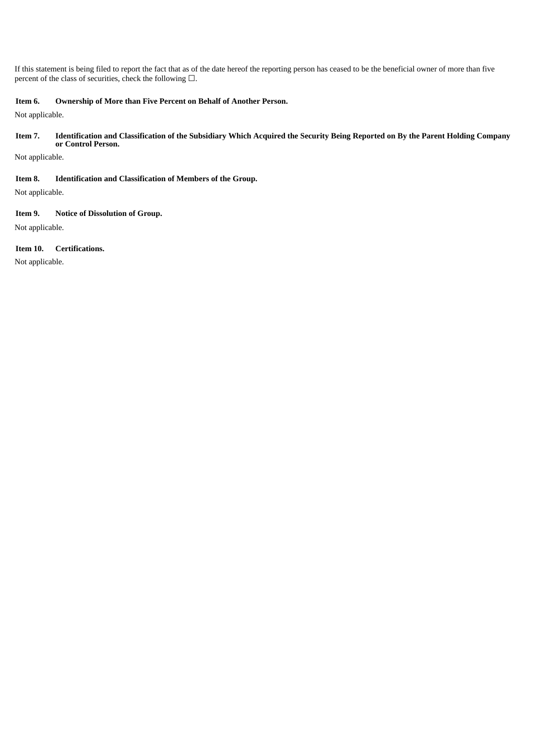If this statement is being filed to report the fact that as of the date hereof the reporting person has ceased to be the beneficial owner of more than five percent of the class of securities, check the following ☐.

**Item 6. Ownership of More than Five Percent on Behalf of Another Person.**

Not applicable.

**Item 7. Identification and Classification of the Subsidiary Which Acquired the Security Being Reported on By the Parent Holding Company or Control Person.**

Not applicable.

**Item 8. Identification and Classification of Members of the Group.**

Not applicable.

**Item 9. Notice of Dissolution of Group.**

Not applicable.

**Item 10. Certifications.**

Not applicable.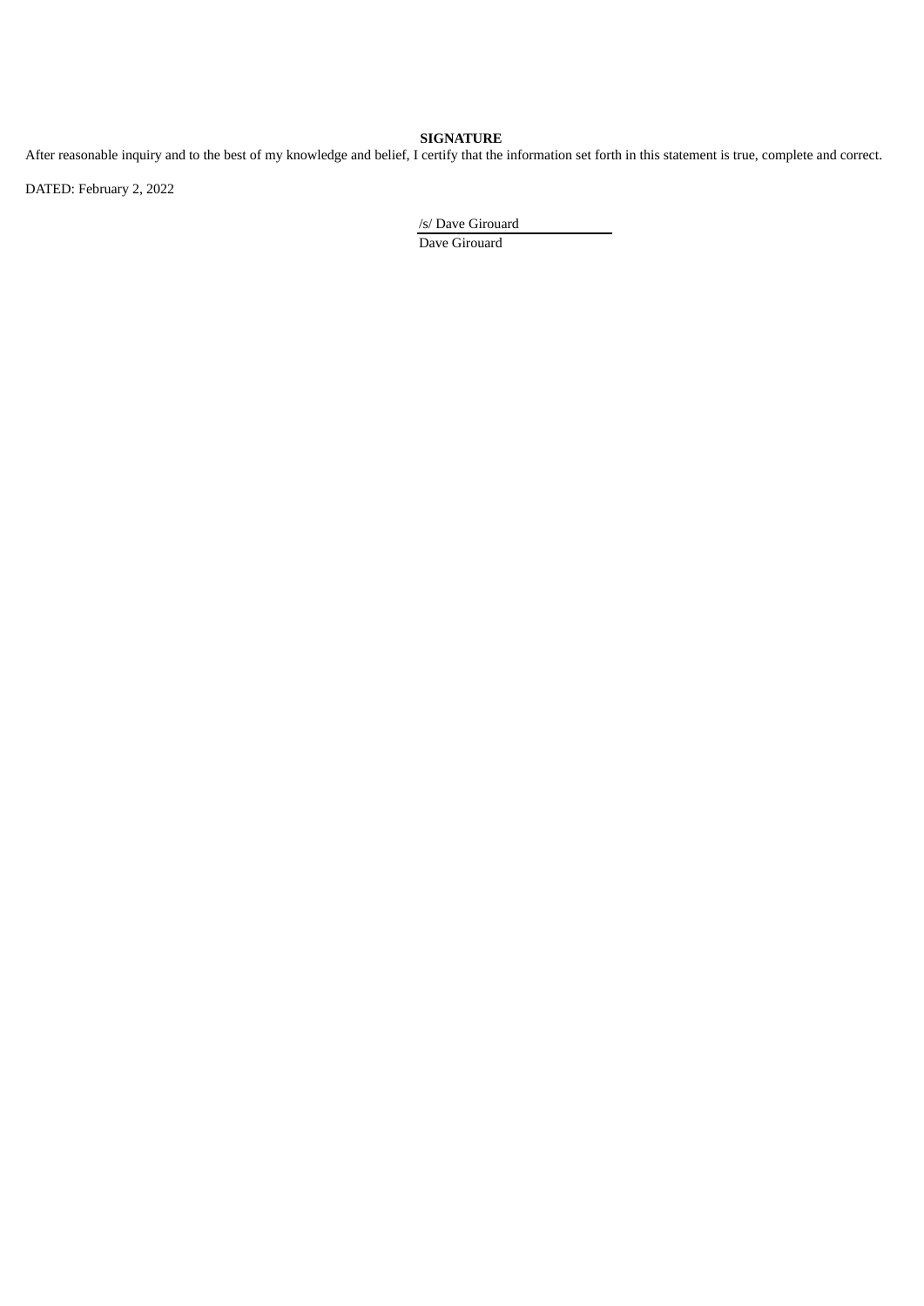**SIGNATURE**

After reasonable inquiry and to the best of my knowledge and belief, I certify that the information set forth in this statement is true, complete and correct.

DATED: February 2, 2022

/s/ Dave Girouard

Dave Girouard